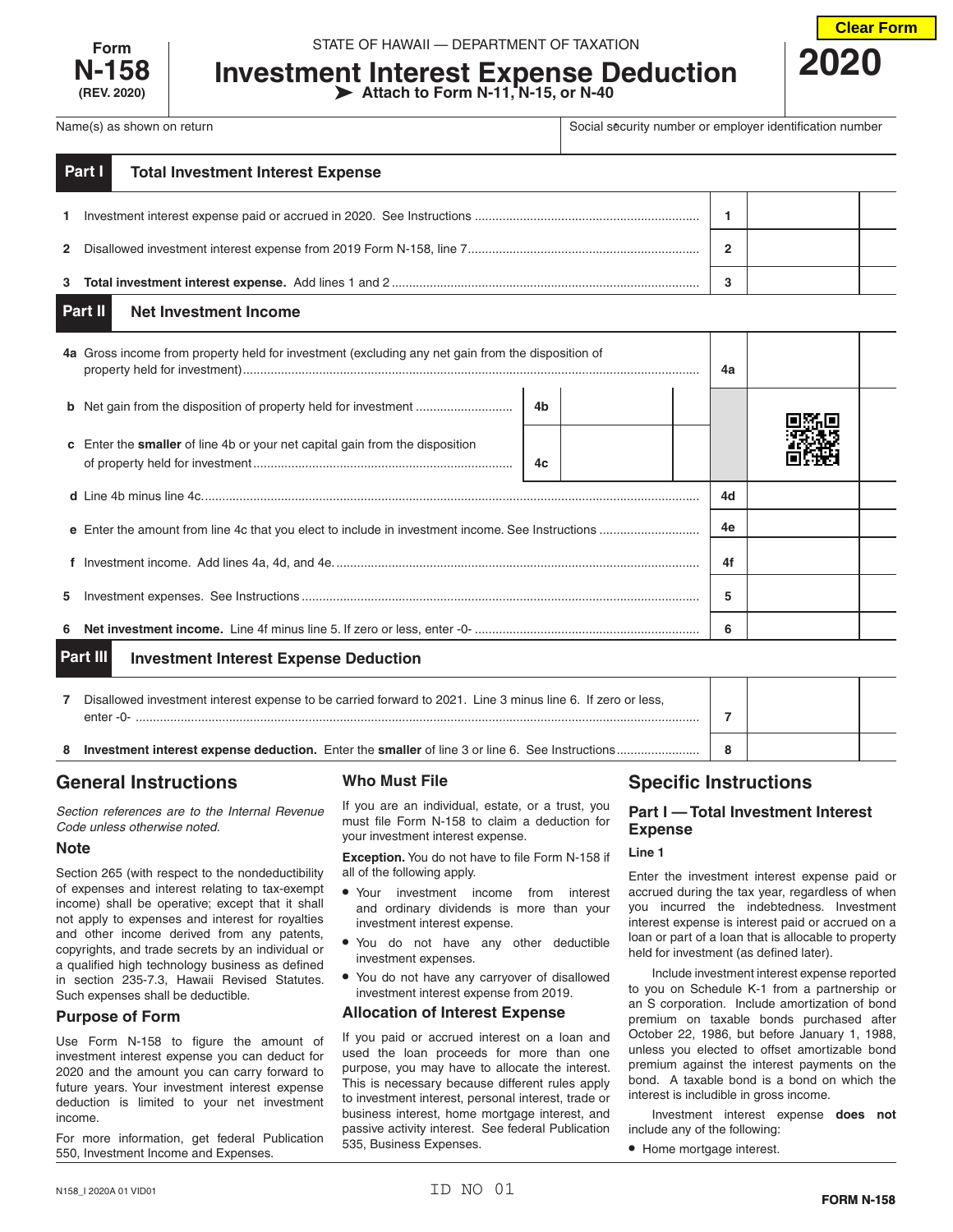Form **N-158** (REV. 2020)

STATE OF HAWAII — DEPARTMENT OF TAXATION

# Investment Interest Expense Deduction

➤ Attach to Form N-11, N-15, or N-40

**2020**

| Name(s) as shown on return | Social security number or employer identification number |
| --- | --- |
| | |

## Part I Total Investment Interest Expense

| | | | |
| --- | --- | --- | --- |
| 1 | Investment interest expense paid or accrued in 2020. See Instructions | 1 | |
| 2 | Disallowed investment interest expense from 2019 Form N-158, line 7 | 2 | |
| 3 | **Total investment interest expense.** Add lines 1 and 2 | 3 | |

## Part II Net Investment Income

| | | | | | |
| --- | --- | --- | --- | --- | --- |
| 4a | Gross income from property held for investment (excluding any net gain from the disposition of property held for investment) | | | 4a | |
| b | Net gain from the disposition of property held for investment | 4b | | | |
| c | Enter the **smaller** of line 4b or your net capital gain from the disposition of property held for investment | 4c | | | |
| d | Line 4b minus line 4c | | | 4d | |
| e | Enter the amount from line 4c that you elect to include in investment income. See Instructions | | | 4e | |
| f | Investment income. Add lines 4a, 4d, and 4e | | | 4f | |
| 5 | Investment expenses. See Instructions | | | 5 | |
| 6 | **Net investment income.** Line 4f minus line 5. If zero or less, enter -0- | | | 6 | |

## Part III Investment Interest Expense Deduction

| | | | |
| --- | --- | --- | --- |
| 7 | Disallowed investment interest expense to be carried forward to 2021. Line 3 minus line 6. If zero or less, enter -0- | 7 | |
| 8 | **Investment interest expense deduction.** Enter the **smaller** of line 3 or line 6. See Instructions | 8 | |

## General Instructions

*Section references are to the Internal Revenue Code unless otherwise noted.*

### Note

Section 265 (with respect to the nondeductibility of expenses and interest relating to tax-exempt income) shall be operative; except that it shall not apply to expenses and interest for royalties and other income derived from any patents, copyrights, and trade secrets by an individual or a qualified high technology business as defined in section 235-7.3, Hawaii Revised Statutes. Such expenses shall be deductible.

### Purpose of Form

Use Form N-158 to figure the amount of investment interest expense you can deduct for 2020 and the amount you can carry forward to future years. Your investment interest expense deduction is limited to your net investment income.

For more information, get federal Publication 550, Investment Income and Expenses.

### Who Must File

If you are an individual, estate, or a trust, you must file Form N-158 to claim a deduction for your investment interest expense.

**Exception.** You do not have to file Form N-158 if all of the following apply.

- Your investment income from interest and ordinary dividends is more than your investment interest expense.
- You do not have any other deductible investment expenses.
- You do not have any carryover of disallowed investment interest expense from 2019.

### Allocation of Interest Expense

If you paid or accrued interest on a loan and used the loan proceeds for more than one purpose, you may have to allocate the interest. This is necessary because different rules apply to investment interest, personal interest, trade or business interest, home mortgage interest, and passive activity interest. See federal Publication 535, Business Expenses.

## Specific Instructions

### Part I — Total Investment Interest Expense

#### Line 1

Enter the investment interest expense paid or accrued during the tax year, regardless of when you incurred the indebtedness. Investment interest expense is interest paid or accrued on a loan or part of a loan that is allocable to property held for investment (as defined later).

Include investment interest expense reported to you on Schedule K-1 from a partnership or an S corporation. Include amortization of bond premium on taxable bonds purchased after October 22, 1986, but before January 1, 1988, unless you elected to offset amortizable bond premium against the interest payments on the bond. A taxable bond is a bond on which the interest is includible in gross income.

Investment interest expense **does not** include any of the following:

- Home mortgage interest.

N158_I 2020A 01 VID01 ID NO 01 FORM N-158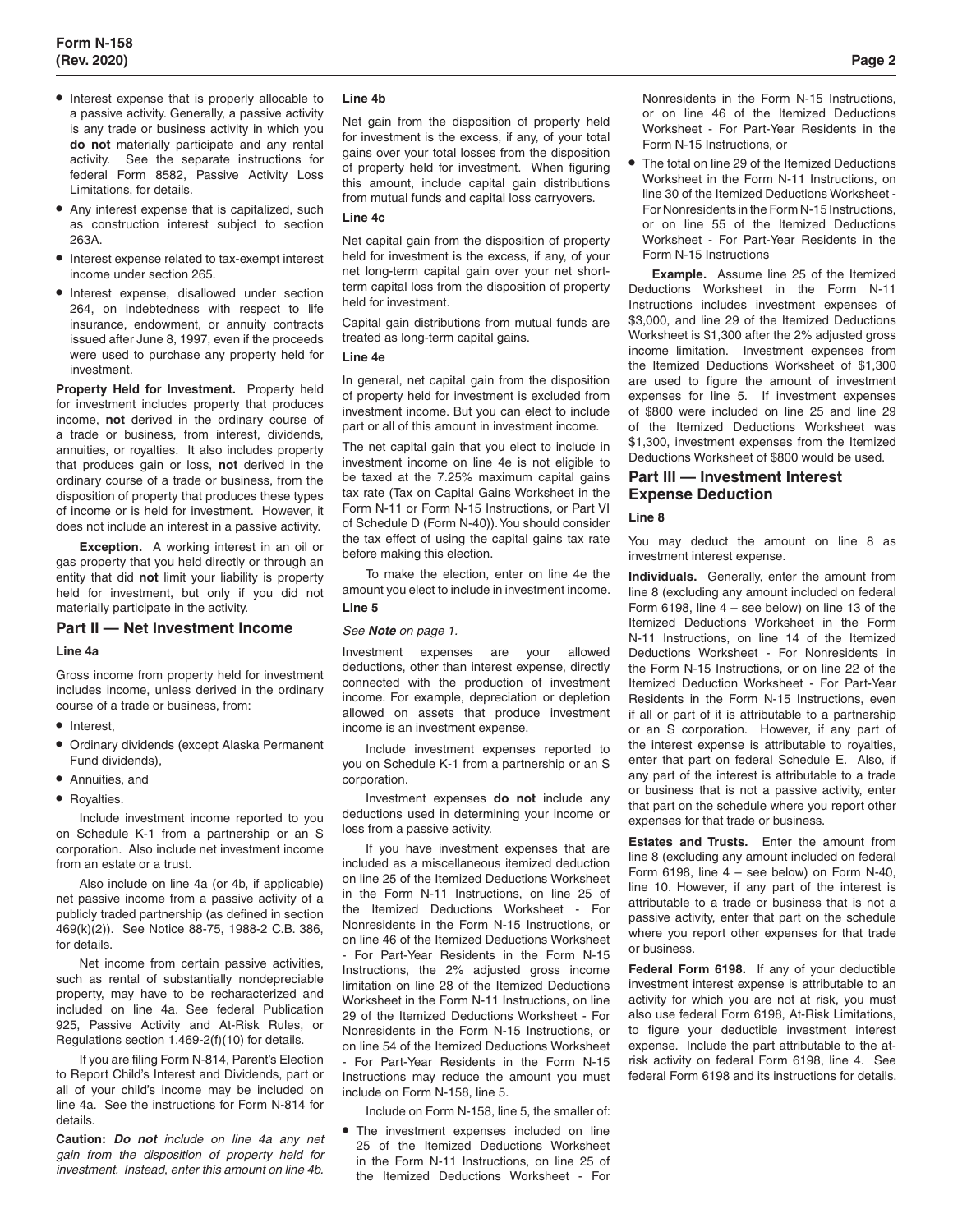- Interest expense that is properly allocable to a passive activity. Generally, a passive activity is any trade or business activity in which you **do not** materially participate and any rental activity. See the separate instructions for federal Form 8582, Passive Activity Loss Limitations, for details.
- Any interest expense that is capitalized, such as construction interest subject to section 263A.
- Interest expense related to tax-exempt interest income under section 265.
- Interest expense, disallowed under section 264, on indebtedness with respect to life insurance, endowment, or annuity contracts issued after June 8, 1997, even if the proceeds were used to purchase any property held for investment.

**Property Held for Investment.** Property held for investment includes property that produces income, **not** derived in the ordinary course of a trade or business, from interest, dividends, annuities, or royalties. It also includes property that produces gain or loss, **not** derived in the ordinary course of a trade or business, from the disposition of property that produces these types of income or is held for investment. However, it does not include an interest in a passive activity.

**Exception.** A working interest in an oil or gas property that you held directly or through an entity that did **not** limit your liability is property held for investment, but only if you did not materially participate in the activity.

## Part II — Net Investment Income

### Line 4a

Gross income from property held for investment includes income, unless derived in the ordinary course of a trade or business, from:

- Interest,
- Ordinary dividends (except Alaska Permanent Fund dividends),
- Annuities, and
- Royalties.

Include investment income reported to you on Schedule K-1 from a partnership or an S corporation. Also include net investment income from an estate or a trust.

Also include on line 4a (or 4b, if applicable) net passive income from a passive activity of a publicly traded partnership (as defined in section 469(k)(2)). See Notice 88-75, 1988-2 C.B. 386, for details.

Net income from certain passive activities, such as rental of substantially nondepreciable property, may have to be recharacterized and included on line 4a. See federal Publication 925, Passive Activity and At-Risk Rules, or Regulations section 1.469-2(f)(10) for details.

If you are filing Form N-814, Parent's Election to Report Child's Interest and Dividends, part or all of your child's income may be included on line 4a. See the instructions for Form N-814 for details.

**Caution:** ***Do not*** *include on line 4a any net gain from the disposition of property held for investment. Instead, enter this amount on line 4b.*

### Line 4b

Net gain from the disposition of property held for investment is the excess, if any, of your total gains over your total losses from the disposition of property held for investment. When figuring this amount, include capital gain distributions from mutual funds and capital loss carryovers.

### Line 4c

Net capital gain from the disposition of property held for investment is the excess, if any, of your net long-term capital gain over your net short-term capital loss from the disposition of property held for investment.

Capital gain distributions from mutual funds are treated as long-term capital gains.

### Line 4e

In general, net capital gain from the disposition of property held for investment is excluded from investment income. But you can elect to include part or all of this amount in investment income.

The net capital gain that you elect to include in investment income on line 4e is not eligible to be taxed at the 7.25% maximum capital gains tax rate (Tax on Capital Gains Worksheet in the Form N-11 or Form N-15 Instructions, or Part VI of Schedule D (Form N-40)). You should consider the tax effect of using the capital gains tax rate before making this election.

To make the election, enter on line 4e the amount you elect to include in investment income.

### Line 5

*See **Note** on page 1.*

Investment expenses are your allowed deductions, other than interest expense, directly connected with the production of investment income. For example, depreciation or depletion allowed on assets that produce investment income is an investment expense.

Include investment expenses reported to you on Schedule K-1 from a partnership or an S corporation.

Investment expenses **do not** include any deductions used in determining your income or loss from a passive activity.

If you have investment expenses that are included as a miscellaneous itemized deduction on line 25 of the Itemized Deductions Worksheet in the Form N-11 Instructions, on line 25 of the Itemized Deductions Worksheet - For Nonresidents in the Form N-15 Instructions, or on line 46 of the Itemized Deductions Worksheet - For Part-Year Residents in the Form N-15 Instructions, the 2% adjusted gross income limitation on line 28 of the Itemized Deductions Worksheet in the Form N-11 Instructions, on line 29 of the Itemized Deductions Worksheet - For Nonresidents in the Form N-15 Instructions, or on line 54 of the Itemized Deductions Worksheet - For Part-Year Residents in the Form N-15 Instructions may reduce the amount you must include on Form N-158, line 5.

Include on Form N-158, line 5, the smaller of:

- The investment expenses included on line 25 of the Itemized Deductions Worksheet in the Form N-11 Instructions, on line 25 of the Itemized Deductions Worksheet - For Nonresidents in the Form N-15 Instructions, or on line 46 of the Itemized Deductions Worksheet - For Part-Year Residents in the Form N-15 Instructions, or
- The total on line 29 of the Itemized Deductions Worksheet in the Form N-11 Instructions, on line 30 of the Itemized Deductions Worksheet - For Nonresidents in the Form N-15 Instructions, or on line 55 of the Itemized Deductions Worksheet - For Part-Year Residents in the Form N-15 Instructions

**Example.** Assume line 25 of the Itemized Deductions Worksheet in the Form N-11 Instructions includes investment expenses of $3,000, and line 29 of the Itemized Deductions Worksheet is $1,300 after the 2% adjusted gross income limitation. Investment expenses from the Itemized Deductions Worksheet of $1,300 are used to figure the amount of investment expenses for line 5. If investment expenses of $800 were included on line 25 and line 29 of the Itemized Deductions Worksheet was $1,300, investment expenses from the Itemized Deductions Worksheet of $800 would be used.

## Part III — Investment Interest Expense Deduction

### Line 8

You may deduct the amount on line 8 as investment interest expense.

**Individuals.** Generally, enter the amount from line 8 (excluding any amount included on federal Form 6198, line 4 – see below) on line 13 of the Itemized Deductions Worksheet in the Form N-11 Instructions, on line 14 of the Itemized Deductions Worksheet - For Nonresidents in the Form N-15 Instructions, or on line 22 of the Itemized Deduction Worksheet - For Part-Year Residents in the Form N-15 Instructions, even if all or part of it is attributable to a partnership or an S corporation. However, if any part of the interest expense is attributable to royalties, enter that part on federal Schedule E. Also, if any part of the interest is attributable to a trade or business that is not a passive activity, enter that part on the schedule where you report other expenses for that trade or business.

**Estates and Trusts.** Enter the amount from line 8 (excluding any amount included on federal Form 6198, line 4 – see below) on Form N-40, line 10. However, if any part of the interest is attributable to a trade or business that is not a passive activity, enter that part on the schedule where you report other expenses for that trade or business.

**Federal Form 6198.** If any of your deductible investment interest expense is attributable to an activity for which you are not at risk, you must also use federal Form 6198, At-Risk Limitations, to figure your deductible investment interest expense. Include the part attributable to the at-risk activity on federal Form 6198, line 4. See federal Form 6198 and its instructions for details.